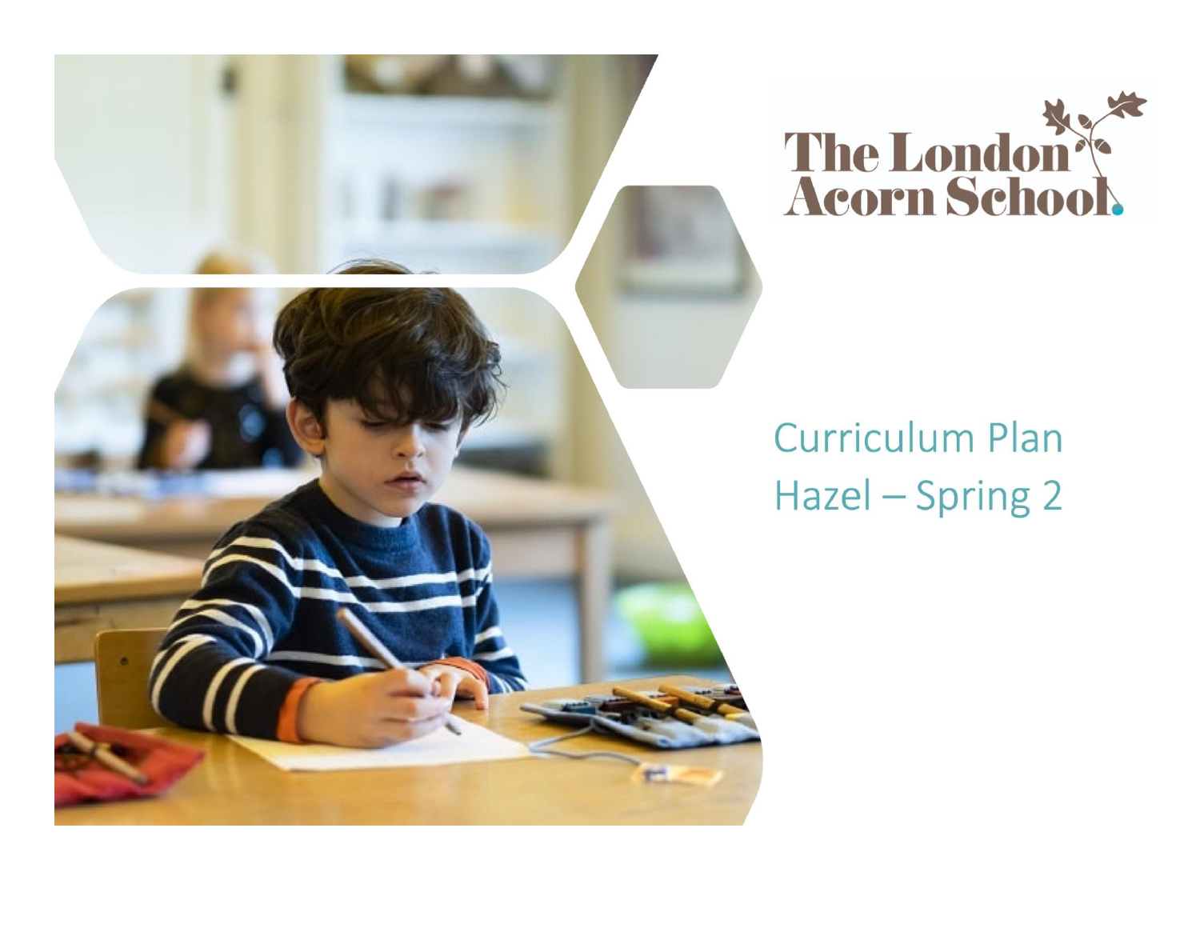The London Acorn School

# Curriculum Plan
## Hazel – Spring 2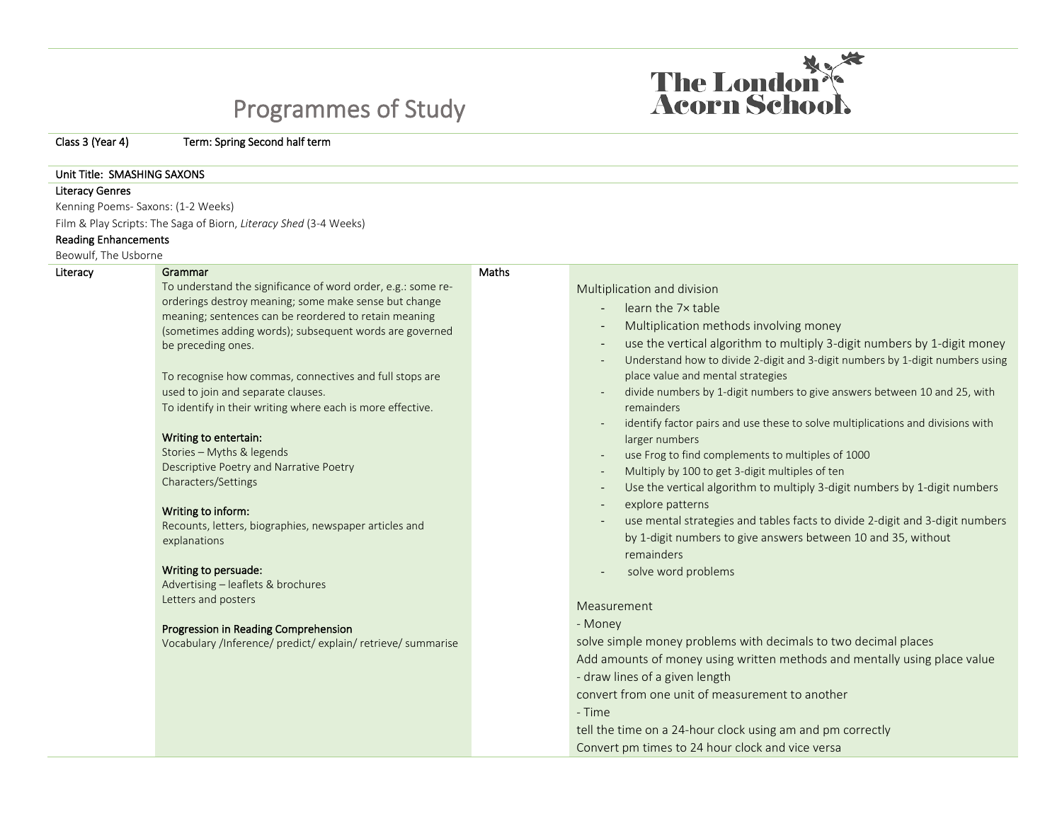# Programmes of Study

The London Acorn School

Class 3 (Year 4) Term: Spring Second half term

Unit Title: SMASHING SAXONS

**Literacy Genres**

Kenning Poems- Saxons: (1-2 Weeks)

Film & Play Scripts: The Saga of Biorn, *Literacy Shed* (3-4 Weeks)

**Reading Enhancements**

Beowulf, The Usborne

| Literacy | | Maths | |
|---|---|---|---|
| | **Grammar**<br>To understand the significance of word order, e.g.: some re-orderings destroy meaning; some make sense but change meaning; sentences can be reordered to retain meaning (sometimes adding words); subsequent words are governed be preceding ones.<br><br>To recognise how commas, connectives and full stops are used to join and separate clauses.<br>To identify in their writing where each is more effective.<br><br>**Writing to entertain:**<br>Stories – Myths & legends<br>Descriptive Poetry and Narrative Poetry<br>Characters/Settings<br><br>**Writing to inform:**<br>Recounts, letters, biographies, newspaper articles and explanations<br><br>**Writing to persuade:**<br>Advertising – leaflets & brochures<br>Letters and posters<br><br>**Progression in Reading Comprehension**<br>Vocabulary /Inference/ predict/ explain/ retrieve/ summarise | | Multiplication and division<br>- learn the 7× table<br>- Multiplication methods involving money<br>- use the vertical algorithm to multiply 3-digit numbers by 1-digit money<br>- Understand how to divide 2-digit and 3-digit numbers by 1-digit numbers using place value and mental strategies<br>- divide numbers by 1-digit numbers to give answers between 10 and 25, with remainders<br>- identify factor pairs and use these to solve multiplications and divisions with larger numbers<br>- use Frog to find complements to multiples of 1000<br>- Multiply by 100 to get 3-digit multiples of ten<br>- Use the vertical algorithm to multiply 3-digit numbers by 1-digit numbers<br>- explore patterns<br>- use mental strategies and tables facts to divide 2-digit and 3-digit numbers by 1-digit numbers to give answers between 10 and 35, without remainders<br>- solve word problems<br><br>Measurement<br>- Money<br>solve simple money problems with decimals to two decimal places<br>Add amounts of money using written methods and mentally using place value<br>- draw lines of a given length<br>convert from one unit of measurement to another<br>- Time<br>tell the time on a 24-hour clock using am and pm correctly<br>Convert pm times to 24 hour clock and vice versa |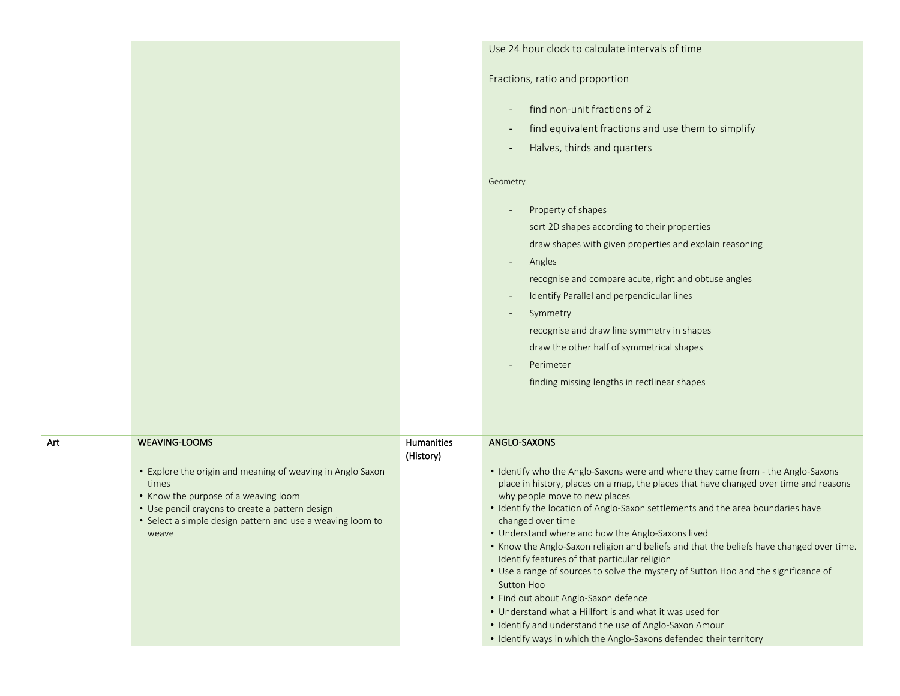| | | | |
|---|---|---|---|
| | | | Use 24 hour clock to calculate intervals of time<br><br>Fractions, ratio and proportion<br><br>- find non-unit fractions of 2<br>- find equivalent fractions and use them to simplify<br>- Halves, thirds and quarters<br><br>Geometry<br><br>- Property of shapes<br>sort 2D shapes according to their properties<br>draw shapes with given properties and explain reasoning<br>- Angles<br>recognise and compare acute, right and obtuse angles<br>- Identify Parallel and perpendicular lines<br>- Symmetry<br>recognise and draw line symmetry in shapes<br>draw the other half of symmetrical shapes<br>- Perimeter<br>finding missing lengths in rectlinear shapes |
| Art | WEAVING-LOOMS<br><br>• Explore the origin and meaning of weaving in Anglo Saxon times<br>• Know the purpose of a weaving loom<br>• Use pencil crayons to create a pattern design<br>• Select a simple design pattern and use a weaving loom to weave | Humanities (History) | ANGLO-SAXONS<br><br>• Identify who the Anglo-Saxons were and where they came from - the Anglo-Saxons place in history, places on a map, the places that have changed over time and reasons why people move to new places<br>• Identify the location of Anglo-Saxon settlements and the area boundaries have changed over time<br>• Understand where and how the Anglo-Saxons lived<br>• Know the Anglo-Saxon religion and beliefs and that the beliefs have changed over time. Identify features of that particular religion<br>• Use a range of sources to solve the mystery of Sutton Hoo and the significance of Sutton Hoo<br>• Find out about Anglo-Saxon defence<br>• Understand what a Hillfort is and what it was used for<br>• Identify and understand the use of Anglo-Saxon Amour<br>• Identify ways in which the Anglo-Saxons defended their territory |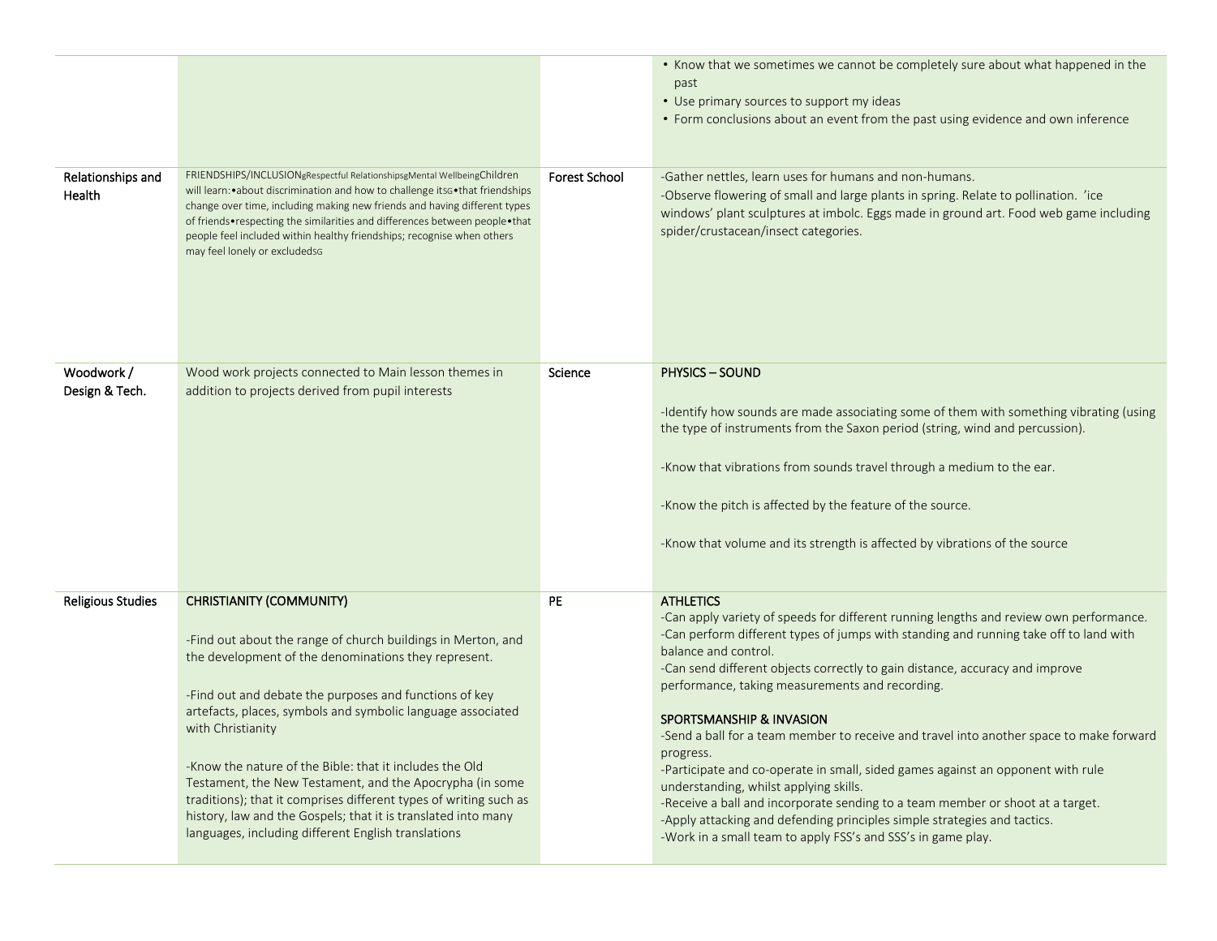| | | | |
|---|---|---|---|
| | | | • Know that we sometimes we cannot be completely sure about what happened in the past<br>• Use primary sources to support my ideas<br>• Form conclusions about an event from the past using evidence and own inference |
| Relationships and Health | FRIENDSHIPS/INCLUSIONgRespectful RelationshipsgMental WellbeingChildren will learn:•about discrimination and how to challenge itsG•that friendships change over time, including making new friends and having different types of friends•respecting the similarities and differences between people•that people feel included within healthy friendships; recognise when others may feel lonely or excludedSG | Forest School | -Gather nettles, learn uses for humans and non-humans.<br>-Observe flowering of small and large plants in spring. Relate to pollination. 'ice windows' plant sculptures at imbolc. Eggs made in ground art. Food web game including spider/crustacean/insect categories. |
| Woodwork / Design & Tech. | Wood work projects connected to Main lesson themes in addition to projects derived from pupil interests | Science | **PHYSICS – SOUND**<br><br>-Identify how sounds are made associating some of them with something vibrating (using the type of instruments from the Saxon period (string, wind and percussion).<br><br>-Know that vibrations from sounds travel through a medium to the ear.<br><br>-Know the pitch is affected by the feature of the source.<br><br>-Know that volume and its strength is affected by vibrations of the source |
| Religious Studies | **CHRISTIANITY (COMMUNITY)**<br><br>-Find out about the range of church buildings in Merton, and the development of the denominations they represent.<br><br>-Find out and debate the purposes and functions of key artefacts, places, symbols and symbolic language associated with Christianity<br><br>-Know the nature of the Bible: that it includes the Old Testament, the New Testament, and the Apocrypha (in some traditions); that it comprises different types of writing such as history, law and the Gospels; that it is translated into many languages, including different English translations | PE | **ATHLETICS**<br>-Can apply variety of speeds for different running lengths and review own performance.<br>-Can perform different types of jumps with standing and running take off to land with balance and control.<br>-Can send different objects correctly to gain distance, accuracy and improve performance, taking measurements and recording.<br><br>**SPORTSMANSHIP & INVASION**<br>-Send a ball for a team member to receive and travel into another space to make forward progress.<br>-Participate and co-operate in small, sided games against an opponent with rule understanding, whilst applying skills.<br>-Receive a ball and incorporate sending to a team member or shoot at a target.<br>-Apply attacking and defending principles simple strategies and tactics.<br>-Work in a small team to apply FSS's and SSS's in game play. |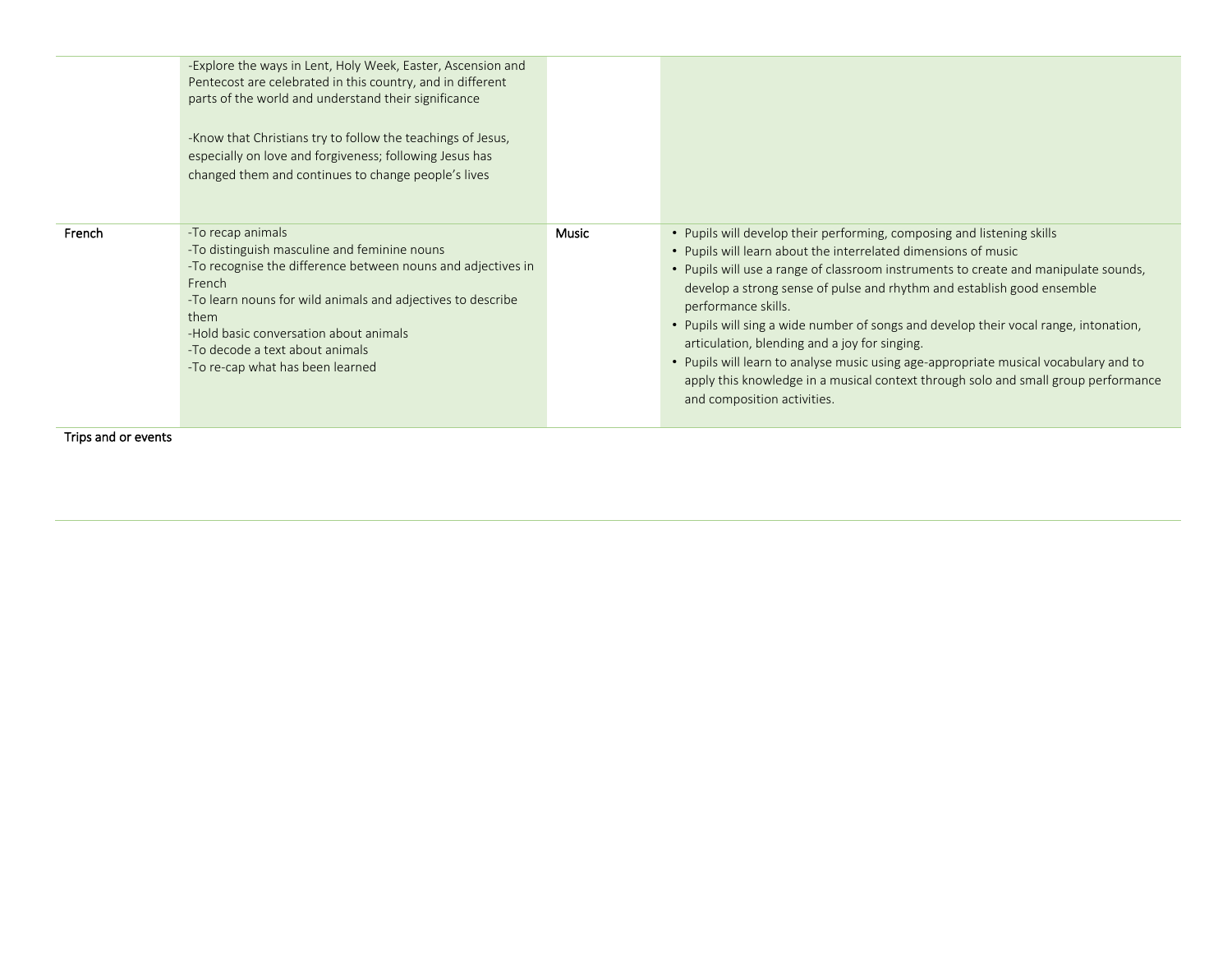| | | | |
|---|---|---|---|
| | -Explore the ways in Lent, Holy Week, Easter, Ascension and Pentecost are celebrated in this country, and in different parts of the world and understand their significance<br><br>-Know that Christians try to follow the teachings of Jesus, especially on love and forgiveness; following Jesus has changed them and continues to change people's lives | | |
| French | -To recap animals<br>-To distinguish masculine and feminine nouns<br>-To recognise the difference between nouns and adjectives in French<br>-To learn nouns for wild animals and adjectives to describe them<br>-Hold basic conversation about animals<br>-To decode a text about animals<br>-To re-cap what has been learned | Music | • Pupils will develop their performing, composing and listening skills<br>• Pupils will learn about the interrelated dimensions of music<br>• Pupils will use a range of classroom instruments to create and manipulate sounds, develop a strong sense of pulse and rhythm and establish good ensemble performance skills.<br>• Pupils will sing a wide number of songs and develop their vocal range, intonation, articulation, blending and a joy for singing.<br>• Pupils will learn to analyse music using age-appropriate musical vocabulary and to apply this knowledge in a musical context through solo and small group performance and composition activities. |
| Trips and or events | | | |